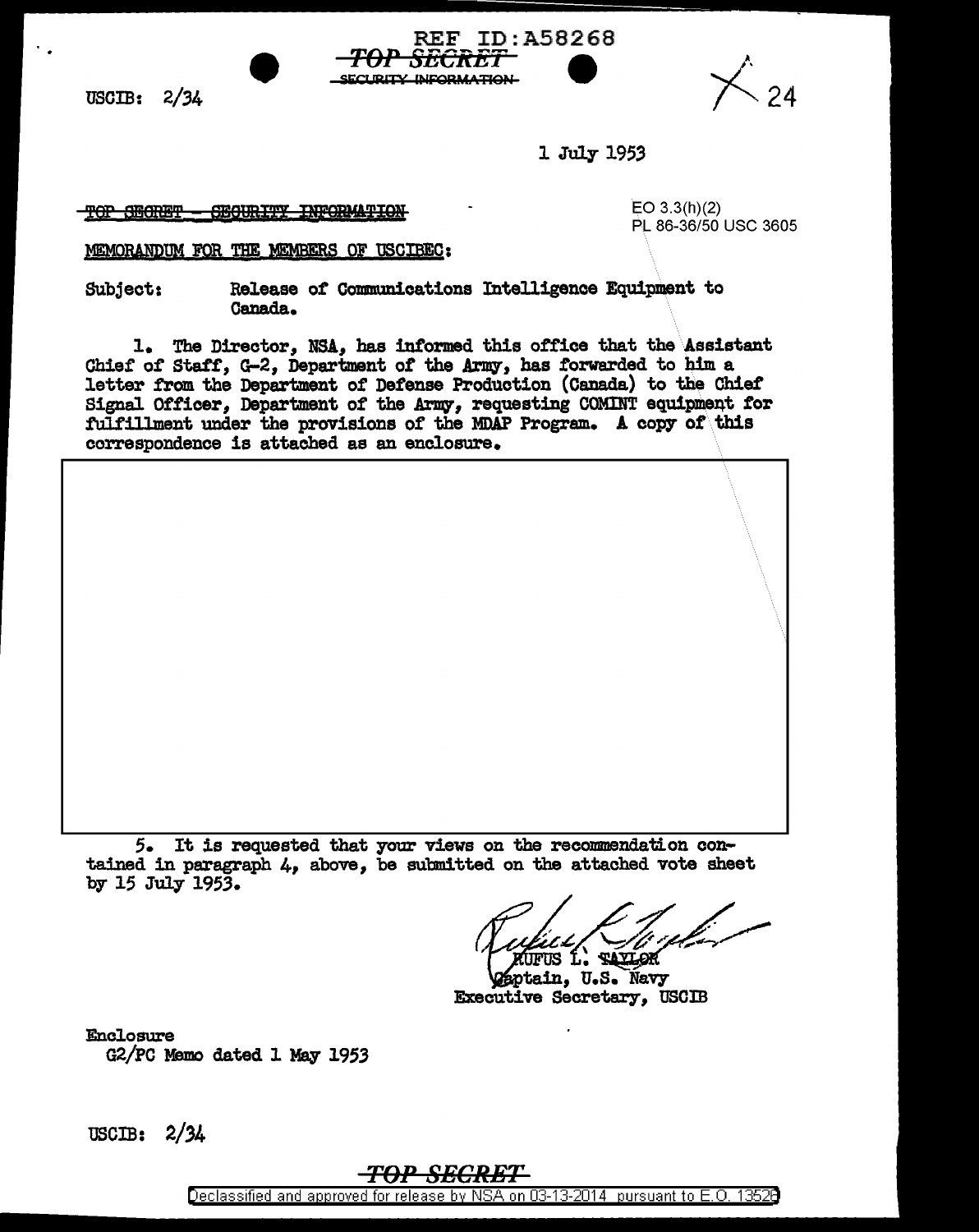REF ID:A58268

~~TOP SECRET~~

~~SECURITY INFORMATION~~

USCIB: 2/34

1 July 1953

~~TOP SECRET - SECURITY INFORMATION~~

EO 3.3(h)(2)
PL 86-36/50 USC 3605

MEMORANDUM FOR THE MEMBERS OF USCIBEC:

Subject: Release of Communications Intelligence Equipment to Canada.

1. The Director, NSA, has informed this office that the Assistant Chief of Staff, G-2, Department of the Army, has forwarded to him a letter from the Department of Defense Production (Canada) to the Chief Signal Officer, Department of the Army, requesting COMINT equipment for fulfillment under the provisions of the MDAP Program. A copy of this correspondence is attached as an enclosure.

5. It is requested that your views on the recommendation contained in paragraph 4, above, be submitted on the attached vote sheet by 15 July 1953.

RUFUS L. TAYLOR
Captain, U.S. Navy
Executive Secretary, USCIB

Enclosure
G2/PC Memo dated 1 May 1953

USCIB: 2/34

~~TOP SECRET~~

Declassified and approved for release by NSA on 03-13-2014 pursuant to E.O. 13526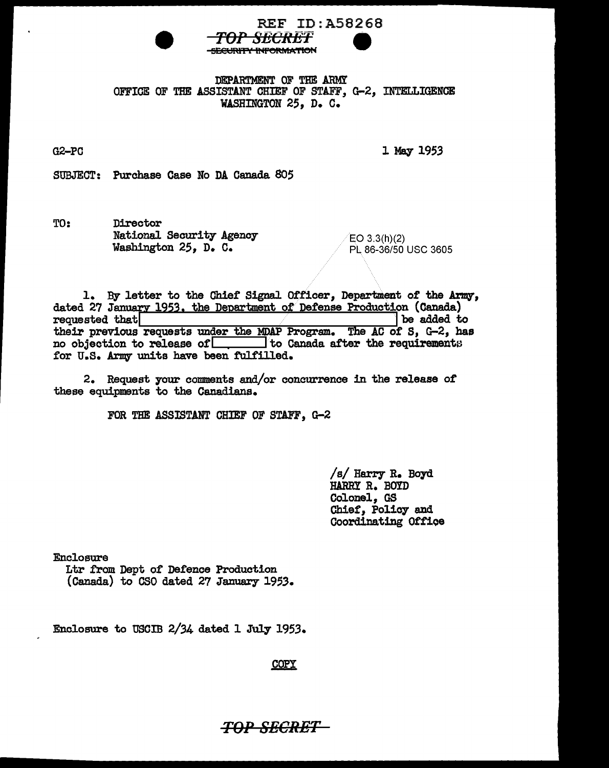REF ID:A58268

~~TOP SECRET~~
~~SECURITY INFORMATION~~

DEPARTMENT OF THE ARMY
OFFICE OF THE ASSISTANT CHIEF OF STAFF, G-2, INTELLIGENCE
WASHINGTON 25, D. C.

G2-PC

1 May 1953

SUBJECT: Purchase Case No DA Canada 805

TO: Director
National Security Agency
Washington 25, D. C.

EO 3.3(h)(2)
PL 86-36/50 USC 3605

1. By letter to the Chief Signal Officer, Department of the Army, dated 27 January 1953, the Department of Defense Production (Canada) requested that [REDACTED] be added to their previous requests under the MDAP Program. The AC of S, G-2, has no objection to release of [REDACTED] to Canada after the requirements for U.S. Army units have been fulfilled.

2. Request your comments and/or concurrence in the release of these equipments to the Canadians.

FOR THE ASSISTANT CHIEF OF STAFF, G-2

/s/ Harry R. Boyd
HARRY R. BOYD
Colonel, GS
Chief, Policy and Coordinating Office

Enclosure
Ltr from Dept of Defence Production (Canada) to CSO dated 27 January 1953.

Enclosure to USCIB 2/34 dated 1 July 1953.

COPY

~~TOP SECRET~~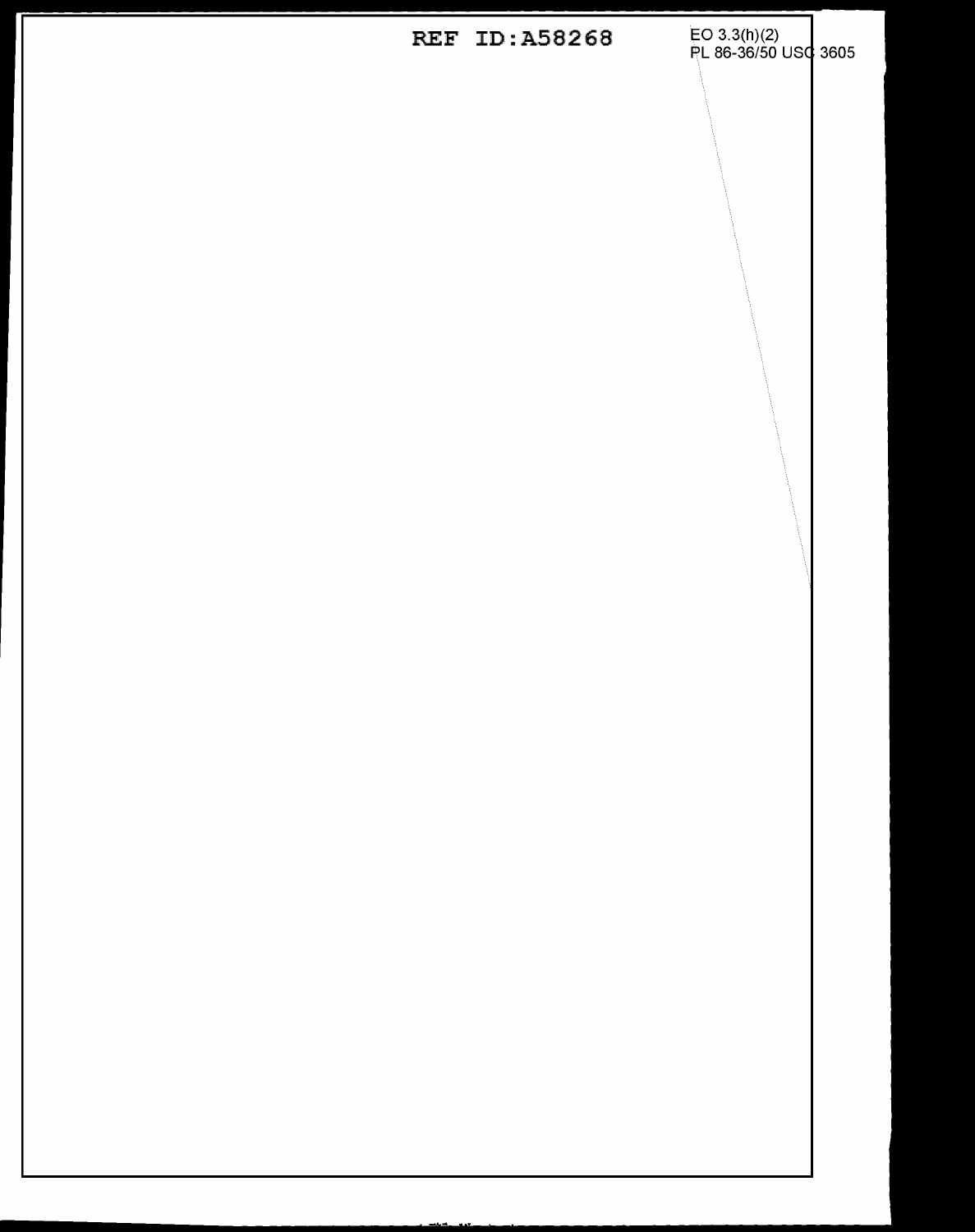EO 3.3(h)(2)
PL 86-36/50 USC 3605